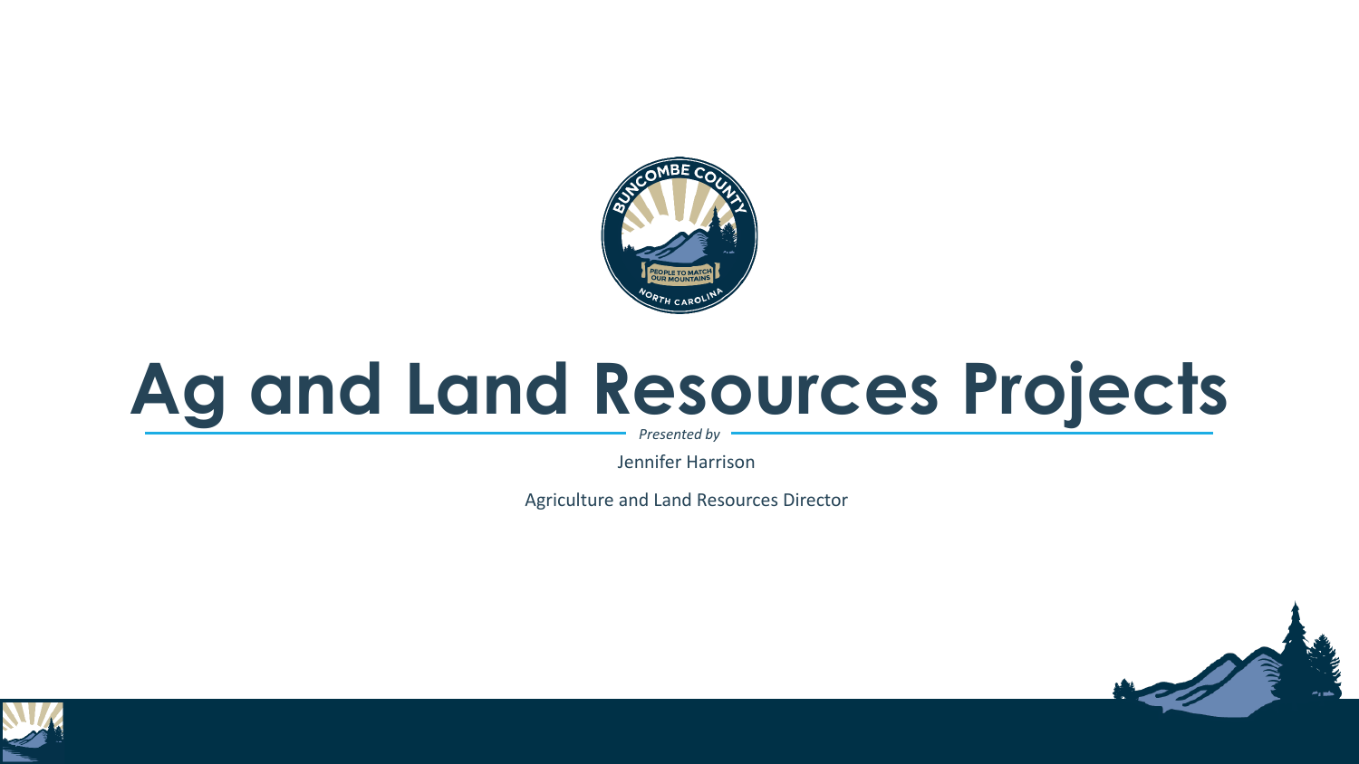# Ag and Land Resources Projects

*Presented by*

Jennifer Harrison

Agriculture and Land Resources Director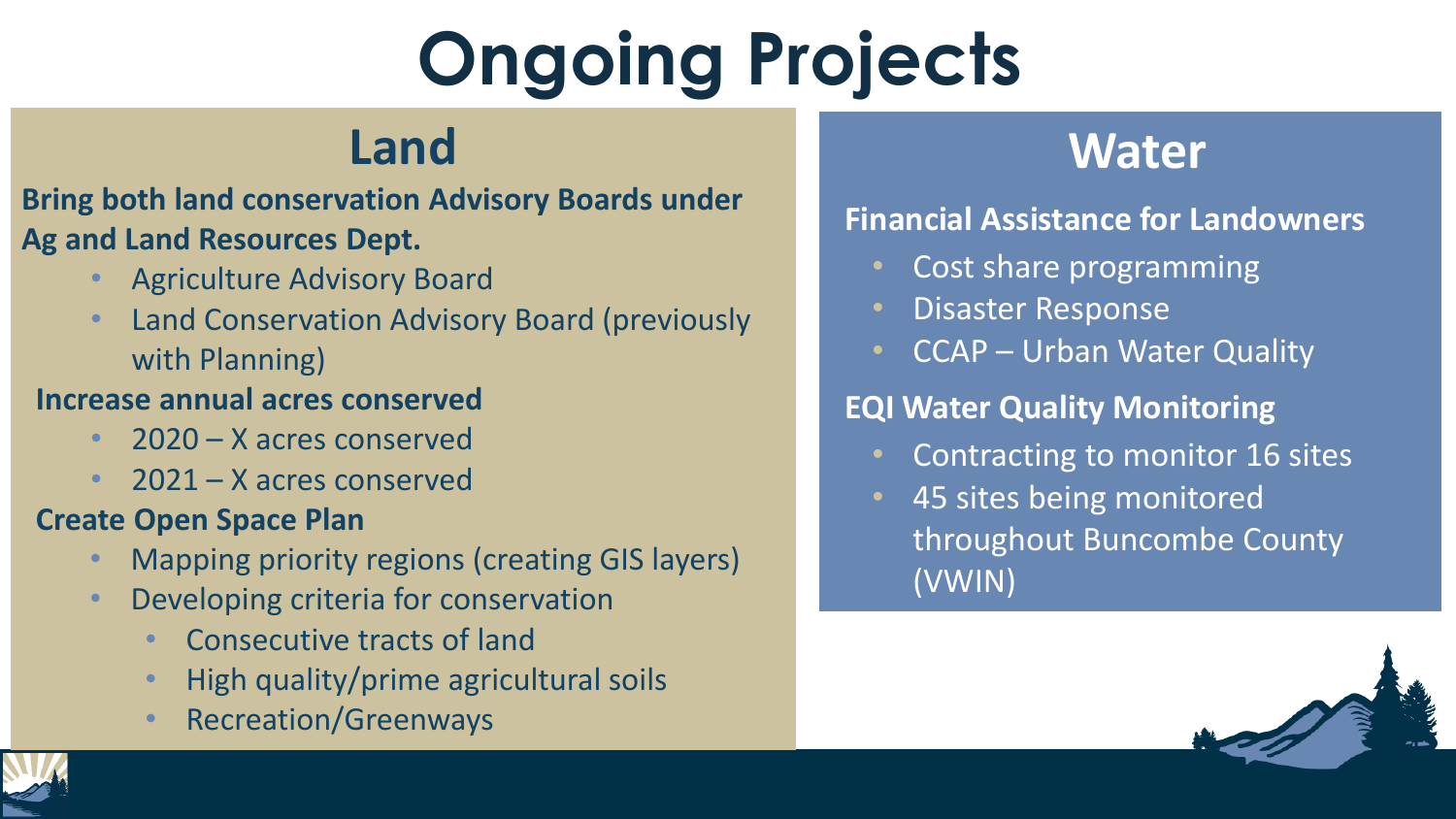# Ongoing Projects

## Land

**Bring both land conservation Advisory Boards under Ag and Land Resources Dept.**

- Agriculture Advisory Board
- Land Conservation Advisory Board (previously with Planning)

**Increase annual acres conserved**

- 2020 – X acres conserved
- 2021 – X acres conserved

**Create Open Space Plan**

- Mapping priority regions (creating GIS layers)
- Developing criteria for conservation
  - Consecutive tracts of land
  - High quality/prime agricultural soils
  - Recreation/Greenways

## Water

**Financial Assistance for Landowners**

- Cost share programming
- Disaster Response
- CCAP – Urban Water Quality

**EQI Water Quality Monitoring**

- Contracting to monitor 16 sites
- 45 sites being monitored throughout Buncombe County (VWIN)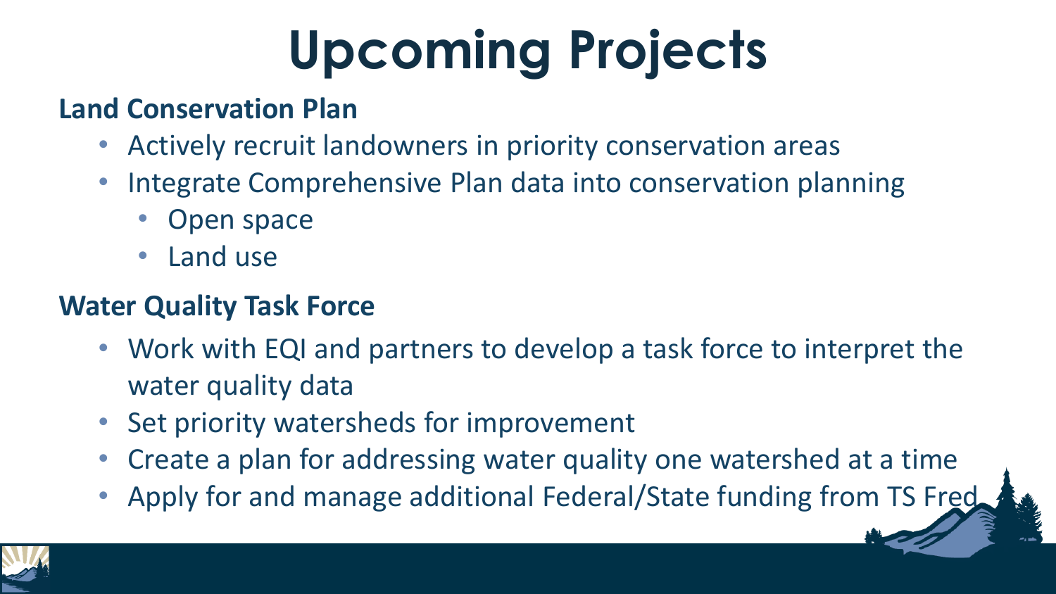# Upcoming Projects

**Land Conservation Plan**

- Actively recruit landowners in priority conservation areas
- Integrate Comprehensive Plan data into conservation planning
  - Open space
  - Land use

**Water Quality Task Force**

- Work with EQI and partners to develop a task force to interpret the water quality data
- Set priority watersheds for improvement
- Create a plan for addressing water quality one watershed at a time
- Apply for and manage additional Federal/State funding from TS Fred